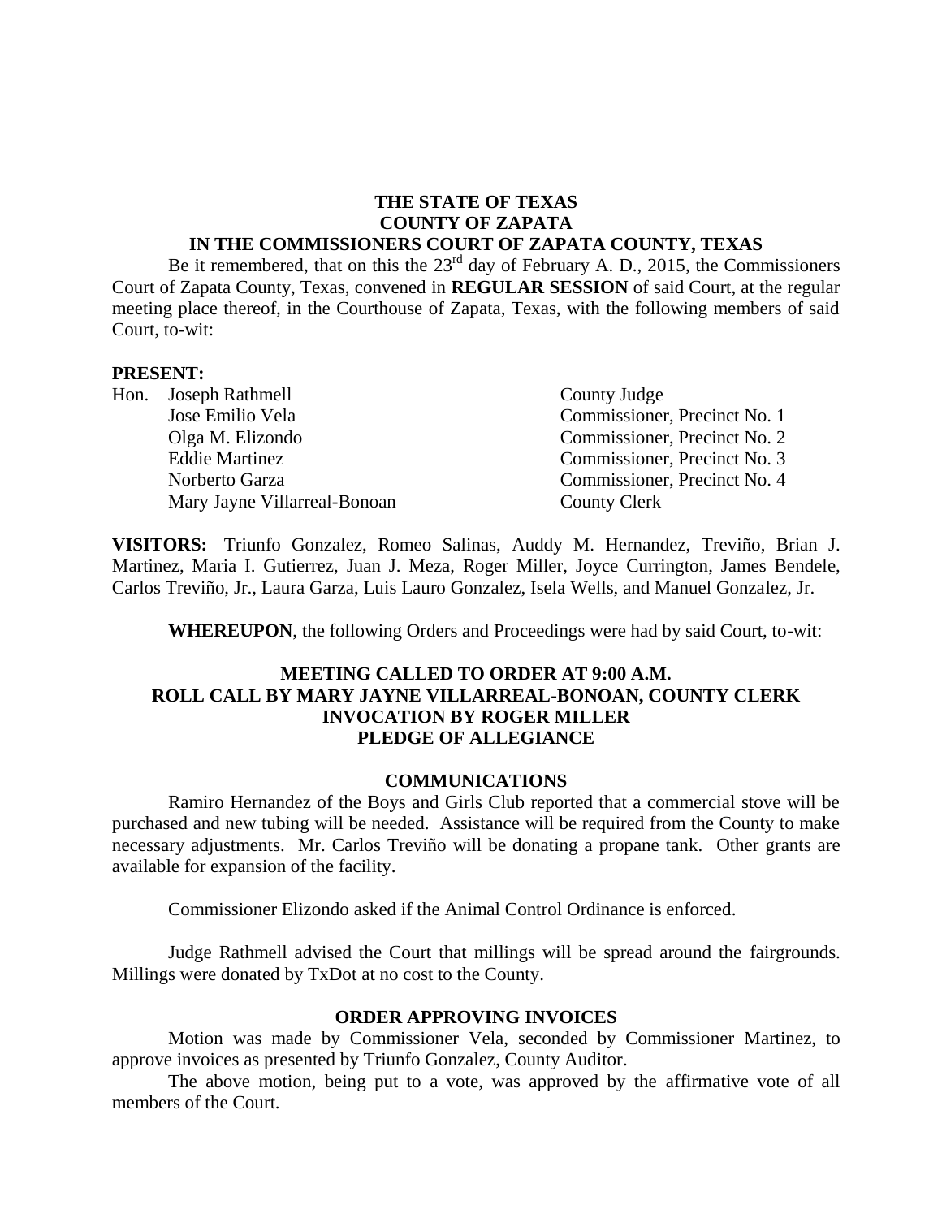**THE STATE OF TEXAS**
**COUNTY OF ZAPATA**
**IN THE COMMISSIONERS COURT OF ZAPATA COUNTY, TEXAS**

Be it remembered, that on this the 23rd day of February A. D., 2015, the Commissioners Court of Zapata County, Texas, convened in **REGULAR SESSION** of said Court, at the regular meeting place thereof, in the Courthouse of Zapata, Texas, with the following members of said Court, to-wit:

**PRESENT:**

| | | |
|---|---|---|
| Hon. | Joseph Rathmell | County Judge |
| | Jose Emilio Vela | Commissioner, Precinct No. 1 |
| | Olga M. Elizondo | Commissioner, Precinct No. 2 |
| | Eddie Martinez | Commissioner, Precinct No. 3 |
| | Norberto Garza | Commissioner, Precinct No. 4 |
| | Mary Jayne Villarreal-Bonoan | County Clerk |

**VISITORS:** Triunfo Gonzalez, Romeo Salinas, Auddy M. Hernandez, Treviño, Brian J. Martinez, Maria I. Gutierrez, Juan J. Meza, Roger Miller, Joyce Currington, James Bendele, Carlos Treviño, Jr., Laura Garza, Luis Lauro Gonzalez, Isela Wells, and Manuel Gonzalez, Jr.

**WHEREUPON**, the following Orders and Proceedings were had by said Court, to-wit:

**MEETING CALLED TO ORDER AT 9:00 A.M.**
**ROLL CALL BY MARY JAYNE VILLARREAL-BONOAN, COUNTY CLERK**
**INVOCATION BY ROGER MILLER**
**PLEDGE OF ALLEGIANCE**

## COMMUNICATIONS

Ramiro Hernandez of the Boys and Girls Club reported that a commercial stove will be purchased and new tubing will be needed. Assistance will be required from the County to make necessary adjustments. Mr. Carlos Treviño will be donating a propane tank. Other grants are available for expansion of the facility.

Commissioner Elizondo asked if the Animal Control Ordinance is enforced.

Judge Rathmell advised the Court that millings will be spread around the fairgrounds. Millings were donated by TxDot at no cost to the County.

## ORDER APPROVING INVOICES

Motion was made by Commissioner Vela, seconded by Commissioner Martinez, to approve invoices as presented by Triunfo Gonzalez, County Auditor.

The above motion, being put to a vote, was approved by the affirmative vote of all members of the Court.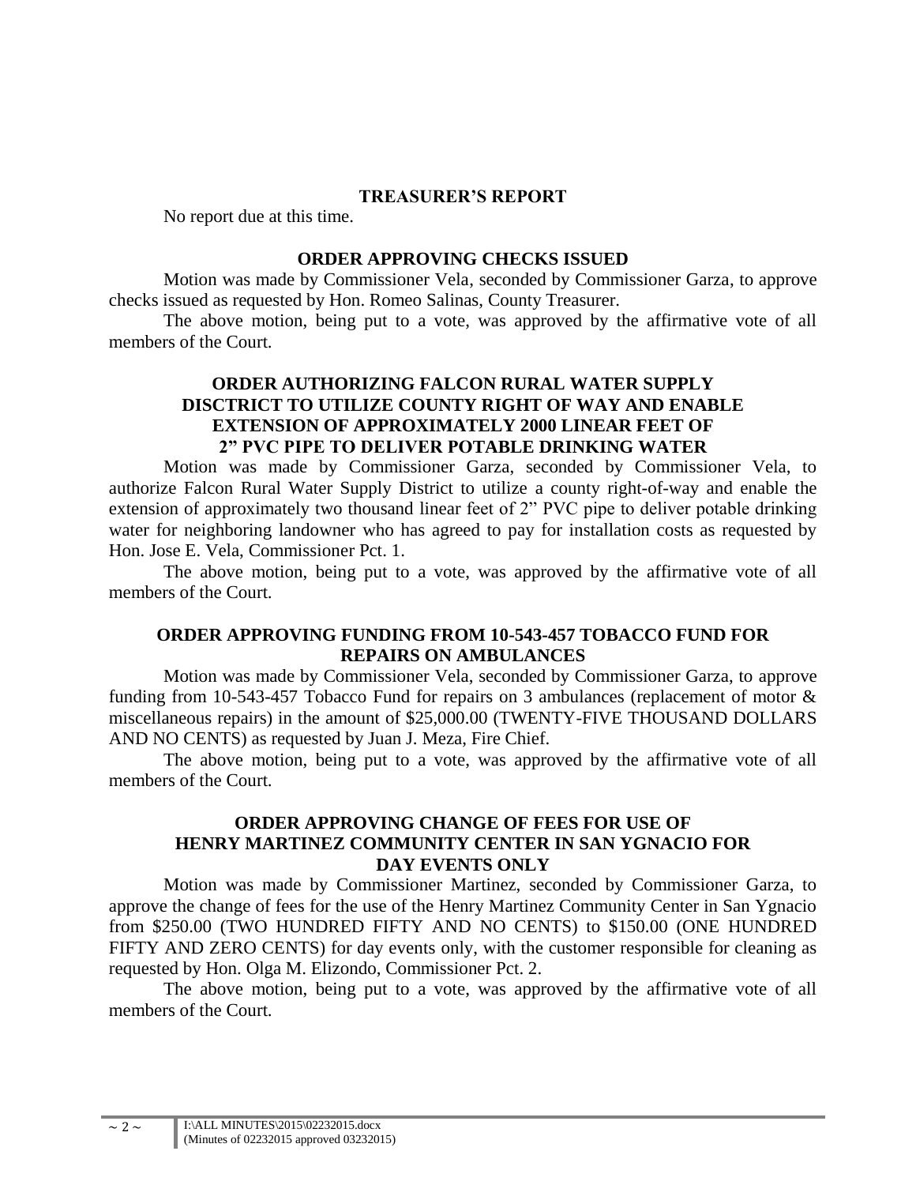**TREASURER'S REPORT**

No report due at this time.

**ORDER APPROVING CHECKS ISSUED**

Motion was made by Commissioner Vela, seconded by Commissioner Garza, to approve checks issued as requested by Hon. Romeo Salinas, County Treasurer.

The above motion, being put to a vote, was approved by the affirmative vote of all members of the Court.

**ORDER AUTHORIZING FALCON RURAL WATER SUPPLY DISCTRICT TO UTILIZE COUNTY RIGHT OF WAY AND ENABLE EXTENSION OF APPROXIMATELY 2000 LINEAR FEET OF 2" PVC PIPE TO DELIVER POTABLE DRINKING WATER**

Motion was made by Commissioner Garza, seconded by Commissioner Vela, to authorize Falcon Rural Water Supply District to utilize a county right-of-way and enable the extension of approximately two thousand linear feet of 2" PVC pipe to deliver potable drinking water for neighboring landowner who has agreed to pay for installation costs as requested by Hon. Jose E. Vela, Commissioner Pct. 1.

The above motion, being put to a vote, was approved by the affirmative vote of all members of the Court.

**ORDER APPROVING FUNDING FROM 10-543-457 TOBACCO FUND FOR REPAIRS ON AMBULANCES**

Motion was made by Commissioner Vela, seconded by Commissioner Garza, to approve funding from 10-543-457 Tobacco Fund for repairs on 3 ambulances (replacement of motor & miscellaneous repairs) in the amount of $25,000.00 (TWENTY-FIVE THOUSAND DOLLARS AND NO CENTS) as requested by Juan J. Meza, Fire Chief.

The above motion, being put to a vote, was approved by the affirmative vote of all members of the Court.

**ORDER APPROVING CHANGE OF FEES FOR USE OF HENRY MARTINEZ COMMUNITY CENTER IN SAN YGNACIO FOR DAY EVENTS ONLY**

Motion was made by Commissioner Martinez, seconded by Commissioner Garza, to approve the change of fees for the use of the Henry Martinez Community Center in San Ygnacio from $250.00 (TWO HUNDRED FIFTY AND NO CENTS) to $150.00 (ONE HUNDRED FIFTY AND ZERO CENTS) for day events only, with the customer responsible for cleaning as requested by Hon. Olga M. Elizondo, Commissioner Pct. 2.

The above motion, being put to a vote, was approved by the affirmative vote of all members of the Court.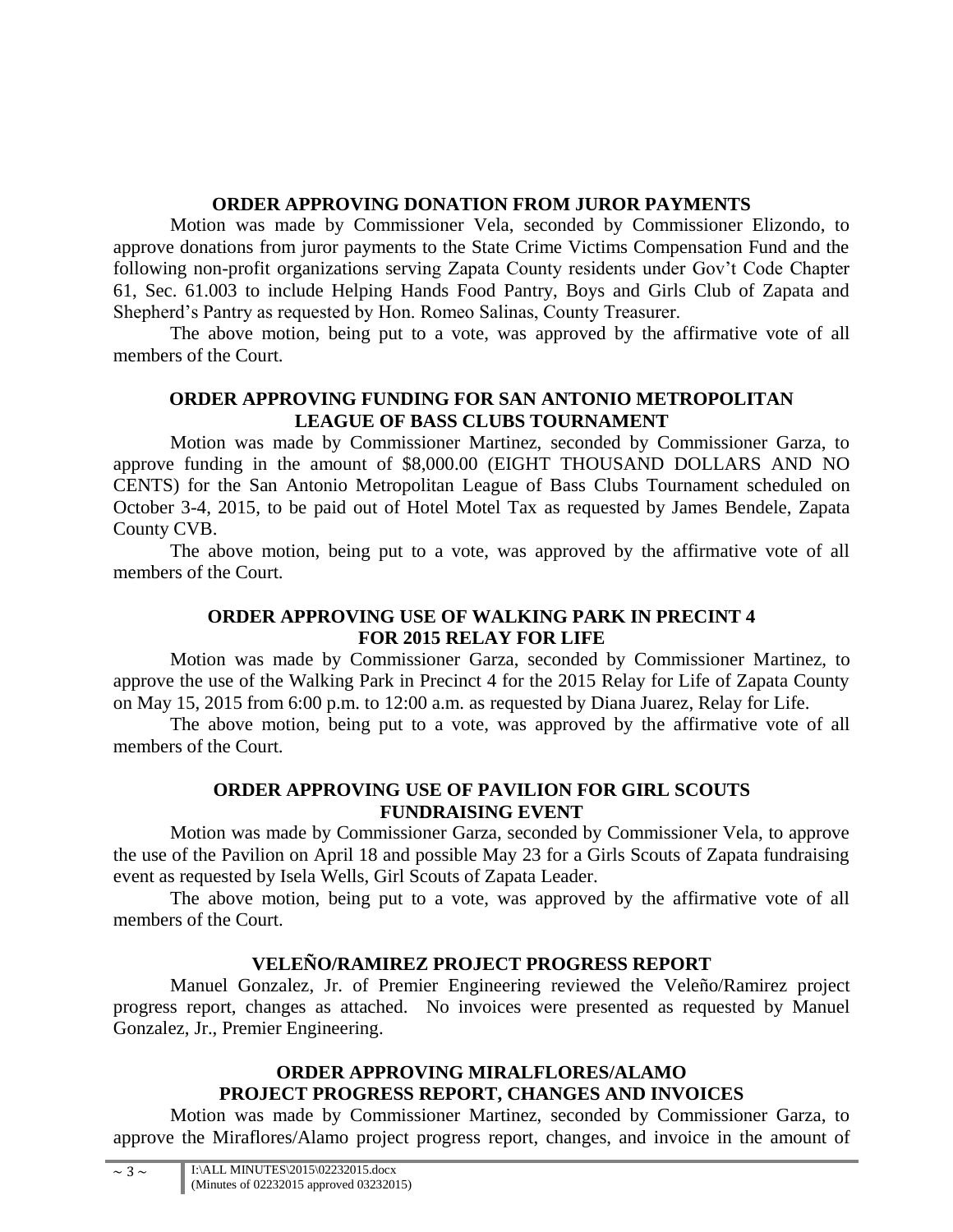**ORDER APPROVING DONATION FROM JUROR PAYMENTS**

Motion was made by Commissioner Vela, seconded by Commissioner Elizondo, to approve donations from juror payments to the State Crime Victims Compensation Fund and the following non-profit organizations serving Zapata County residents under Gov't Code Chapter 61, Sec. 61.003 to include Helping Hands Food Pantry, Boys and Girls Club of Zapata and Shepherd's Pantry as requested by Hon. Romeo Salinas, County Treasurer.

The above motion, being put to a vote, was approved by the affirmative vote of all members of the Court.

**ORDER APPROVING FUNDING FOR SAN ANTONIO METROPOLITAN LEAGUE OF BASS CLUBS TOURNAMENT**

Motion was made by Commissioner Martinez, seconded by Commissioner Garza, to approve funding in the amount of $8,000.00 (EIGHT THOUSAND DOLLARS AND NO CENTS) for the San Antonio Metropolitan League of Bass Clubs Tournament scheduled on October 3-4, 2015, to be paid out of Hotel Motel Tax as requested by James Bendele, Zapata County CVB.

The above motion, being put to a vote, was approved by the affirmative vote of all members of the Court.

**ORDER APPROVING USE OF WALKING PARK IN PRECINT 4 FOR 2015 RELAY FOR LIFE**

Motion was made by Commissioner Garza, seconded by Commissioner Martinez, to approve the use of the Walking Park in Precinct 4 for the 2015 Relay for Life of Zapata County on May 15, 2015 from 6:00 p.m. to 12:00 a.m. as requested by Diana Juarez, Relay for Life.

The above motion, being put to a vote, was approved by the affirmative vote of all members of the Court.

**ORDER APPROVING USE OF PAVILION FOR GIRL SCOUTS FUNDRAISING EVENT**

Motion was made by Commissioner Garza, seconded by Commissioner Vela, to approve the use of the Pavilion on April 18 and possible May 23 for a Girls Scouts of Zapata fundraising event as requested by Isela Wells, Girl Scouts of Zapata Leader.

The above motion, being put to a vote, was approved by the affirmative vote of all members of the Court.

**VELEÑO/RAMIREZ PROJECT PROGRESS REPORT**

Manuel Gonzalez, Jr. of Premier Engineering reviewed the Veleño/Ramirez project progress report, changes as attached. No invoices were presented as requested by Manuel Gonzalez, Jr., Premier Engineering.

**ORDER APPROVING MIRALFLORES/ALAMO PROJECT PROGRESS REPORT, CHANGES AND INVOICES**

Motion was made by Commissioner Martinez, seconded by Commissioner Garza, to approve the Miraflores/Alamo project progress report, changes, and invoice in the amount of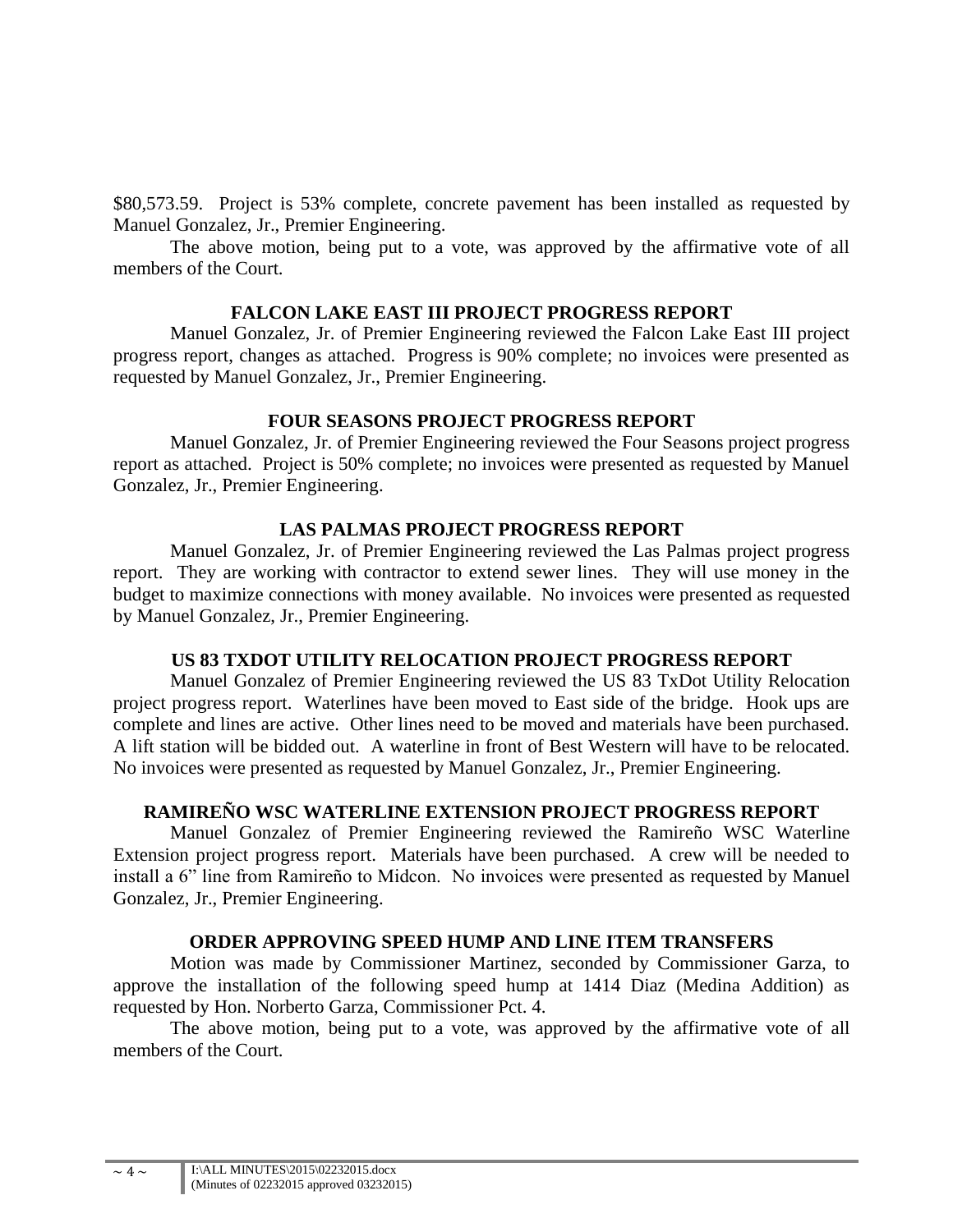$80,573.59. Project is 53% complete, concrete pavement has been installed as requested by Manuel Gonzalez, Jr., Premier Engineering.

The above motion, being put to a vote, was approved by the affirmative vote of all members of the Court.

## FALCON LAKE EAST III PROJECT PROGRESS REPORT

Manuel Gonzalez, Jr. of Premier Engineering reviewed the Falcon Lake East III project progress report, changes as attached. Progress is 90% complete; no invoices were presented as requested by Manuel Gonzalez, Jr., Premier Engineering.

## FOUR SEASONS PROJECT PROGRESS REPORT

Manuel Gonzalez, Jr. of Premier Engineering reviewed the Four Seasons project progress report as attached. Project is 50% complete; no invoices were presented as requested by Manuel Gonzalez, Jr., Premier Engineering.

## LAS PALMAS PROJECT PROGRESS REPORT

Manuel Gonzalez, Jr. of Premier Engineering reviewed the Las Palmas project progress report. They are working with contractor to extend sewer lines. They will use money in the budget to maximize connections with money available. No invoices were presented as requested by Manuel Gonzalez, Jr., Premier Engineering.

## US 83 TXDOT UTILITY RELOCATION PROJECT PROGRESS REPORT

Manuel Gonzalez of Premier Engineering reviewed the US 83 TxDot Utility Relocation project progress report. Waterlines have been moved to East side of the bridge. Hook ups are complete and lines are active. Other lines need to be moved and materials have been purchased. A lift station will be bidded out. A waterline in front of Best Western will have to be relocated. No invoices were presented as requested by Manuel Gonzalez, Jr., Premier Engineering.

## RAMIREÑO WSC WATERLINE EXTENSION PROJECT PROGRESS REPORT

Manuel Gonzalez of Premier Engineering reviewed the Ramireño WSC Waterline Extension project progress report. Materials have been purchased. A crew will be needed to install a 6" line from Ramireño to Midcon. No invoices were presented as requested by Manuel Gonzalez, Jr., Premier Engineering.

## ORDER APPROVING SPEED HUMP AND LINE ITEM TRANSFERS

Motion was made by Commissioner Martinez, seconded by Commissioner Garza, to approve the installation of the following speed hump at 1414 Diaz (Medina Addition) as requested by Hon. Norberto Garza, Commissioner Pct. 4.

The above motion, being put to a vote, was approved by the affirmative vote of all members of the Court.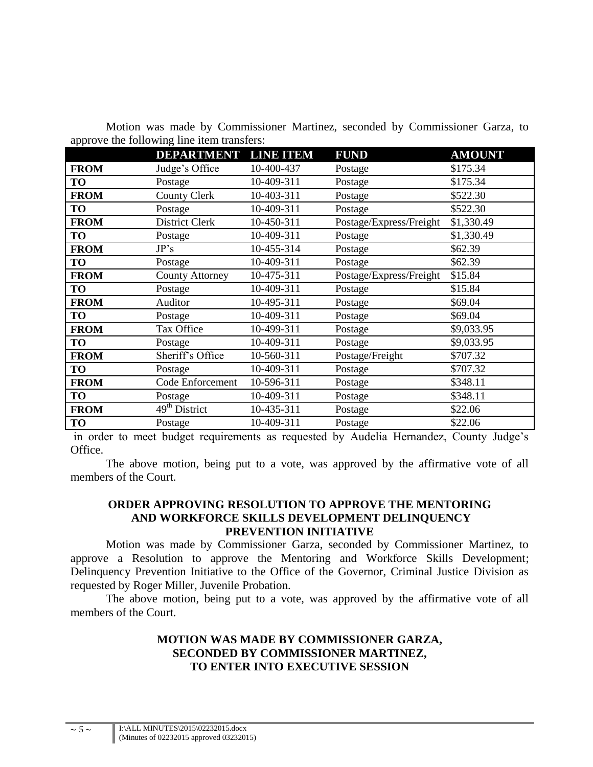Motion was made by Commissioner Martinez, seconded by Commissioner Garza, to approve the following line item transfers:

| | DEPARTMENT | LINE ITEM | FUND | AMOUNT |
|---|---|---|---|---|
| **FROM** | Judge's Office | 10-400-437 | Postage | $175.34 |
| **TO** | Postage | 10-409-311 | Postage | $175.34 |
| **FROM** | County Clerk | 10-403-311 | Postage | $522.30 |
| **TO** | Postage | 10-409-311 | Postage | $522.30 |
| **FROM** | District Clerk | 10-450-311 | Postage/Express/Freight | $1,330.49 |
| **TO** | Postage | 10-409-311 | Postage | $1,330.49 |
| **FROM** | JP's | 10-455-314 | Postage | $62.39 |
| **TO** | Postage | 10-409-311 | Postage | $62.39 |
| **FROM** | County Attorney | 10-475-311 | Postage/Express/Freight | $15.84 |
| **TO** | Postage | 10-409-311 | Postage | $15.84 |
| **FROM** | Auditor | 10-495-311 | Postage | $69.04 |
| **TO** | Postage | 10-409-311 | Postage | $69.04 |
| **FROM** | Tax Office | 10-499-311 | Postage | $9,033.95 |
| **TO** | Postage | 10-409-311 | Postage | $9,033.95 |
| **FROM** | Sheriff's Office | 10-560-311 | Postage/Freight | $707.32 |
| **TO** | Postage | 10-409-311 | Postage | $707.32 |
| **FROM** | Code Enforcement | 10-596-311 | Postage | $348.11 |
| **TO** | Postage | 10-409-311 | Postage | $348.11 |
| **FROM** | 49th District | 10-435-311 | Postage | $22.06 |
| **TO** | Postage | 10-409-311 | Postage | $22.06 |

in order to meet budget requirements as requested by Audelia Hernandez, County Judge's Office.

The above motion, being put to a vote, was approved by the affirmative vote of all members of the Court.

**ORDER APPROVING RESOLUTION TO APPROVE THE MENTORING AND WORKFORCE SKILLS DEVELOPMENT DELINQUENCY PREVENTION INITIATIVE**

Motion was made by Commissioner Garza, seconded by Commissioner Martinez, to approve a Resolution to approve the Mentoring and Workforce Skills Development; Delinquency Prevention Initiative to the Office of the Governor, Criminal Justice Division as requested by Roger Miller, Juvenile Probation.

The above motion, being put to a vote, was approved by the affirmative vote of all members of the Court.

**MOTION WAS MADE BY COMMISSIONER GARZA, SECONDED BY COMMISSIONER MARTINEZ, TO ENTER INTO EXECUTIVE SESSION**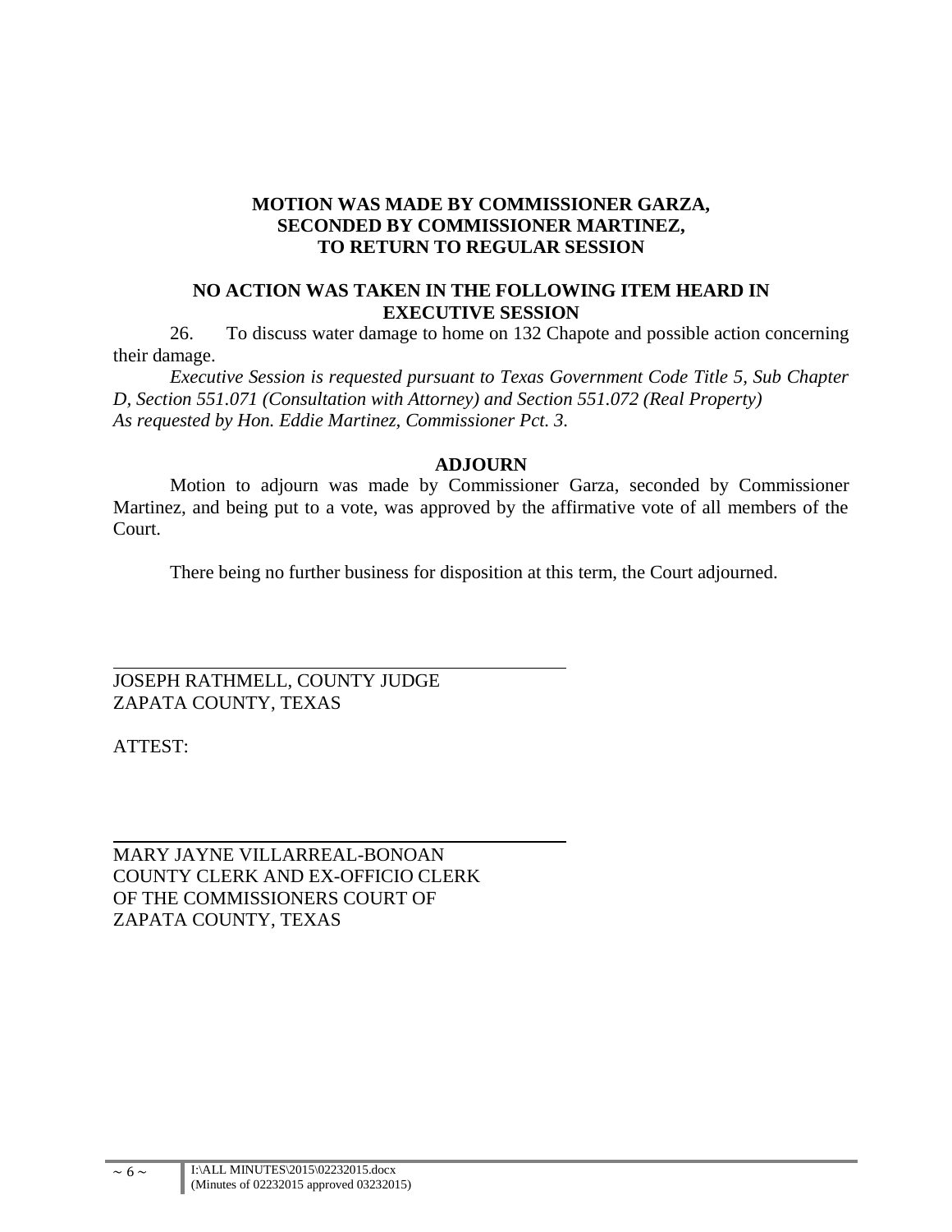**MOTION WAS MADE BY COMMISSIONER GARZA,**
**SECONDED BY COMMISSIONER MARTINEZ,**
**TO RETURN TO REGULAR SESSION**

**NO ACTION WAS TAKEN IN THE FOLLOWING ITEM HEARD IN EXECUTIVE SESSION**

26. To discuss water damage to home on 132 Chapote and possible action concerning their damage.

*Executive Session is requested pursuant to Texas Government Code Title 5, Sub Chapter D, Section 551.071 (Consultation with Attorney) and Section 551.072 (Real Property)*
*As requested by Hon. Eddie Martinez, Commissioner Pct. 3.*

**ADJOURN**

Motion to adjourn was made by Commissioner Garza, seconded by Commissioner Martinez, and being put to a vote, was approved by the affirmative vote of all members of the Court.

There being no further business for disposition at this term, the Court adjourned.

JOSEPH RATHMELL, COUNTY JUDGE
ZAPATA COUNTY, TEXAS

ATTEST:

MARY JAYNE VILLARREAL-BONOAN
COUNTY CLERK AND EX-OFFICIO CLERK
OF THE COMMISSIONERS COURT OF
ZAPATA COUNTY, TEXAS

I:\ALL MINUTES\2015\02232015.docx
(Minutes of 02232015 approved 03232015)